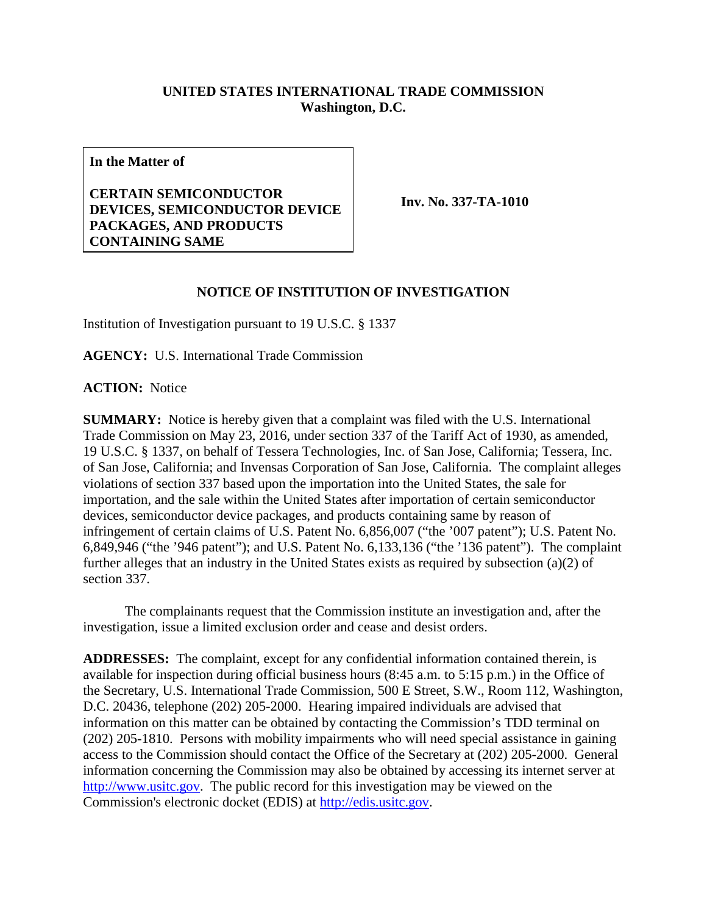**UNITED STATES INTERNATIONAL TRADE COMMISSION**
**Washington, D.C.**

| **In the Matter of**<br><br>**CERTAIN SEMICONDUCTOR DEVICES, SEMICONDUCTOR DEVICE PACKAGES, AND PRODUCTS CONTAINING SAME** | **Inv. No. 337-TA-1010** |
|---|---|

## NOTICE OF INSTITUTION OF INVESTIGATION

Institution of Investigation pursuant to 19 U.S.C. § 1337

**AGENCY:** U.S. International Trade Commission

**ACTION:** Notice

**SUMMARY:** Notice is hereby given that a complaint was filed with the U.S. International Trade Commission on May 23, 2016, under section 337 of the Tariff Act of 1930, as amended, 19 U.S.C. § 1337, on behalf of Tessera Technologies, Inc. of San Jose, California; Tessera, Inc. of San Jose, California; and Invensas Corporation of San Jose, California. The complaint alleges violations of section 337 based upon the importation into the United States, the sale for importation, and the sale within the United States after importation of certain semiconductor devices, semiconductor device packages, and products containing same by reason of infringement of certain claims of U.S. Patent No. 6,856,007 ("the '007 patent"); U.S. Patent No. 6,849,946 ("the '946 patent"); and U.S. Patent No. 6,133,136 ("the '136 patent"). The complaint further alleges that an industry in the United States exists as required by subsection (a)(2) of section 337.

The complainants request that the Commission institute an investigation and, after the investigation, issue a limited exclusion order and cease and desist orders.

**ADDRESSES:** The complaint, except for any confidential information contained therein, is available for inspection during official business hours (8:45 a.m. to 5:15 p.m.) in the Office of the Secretary, U.S. International Trade Commission, 500 E Street, S.W., Room 112, Washington, D.C. 20436, telephone (202) 205-2000. Hearing impaired individuals are advised that information on this matter can be obtained by contacting the Commission's TDD terminal on (202) 205-1810. Persons with mobility impairments who will need special assistance in gaining access to the Commission should contact the Office of the Secretary at (202) 205-2000. General information concerning the Commission may also be obtained by accessing its internet server at http://www.usitc.gov. The public record for this investigation may be viewed on the Commission's electronic docket (EDIS) at http://edis.usitc.gov.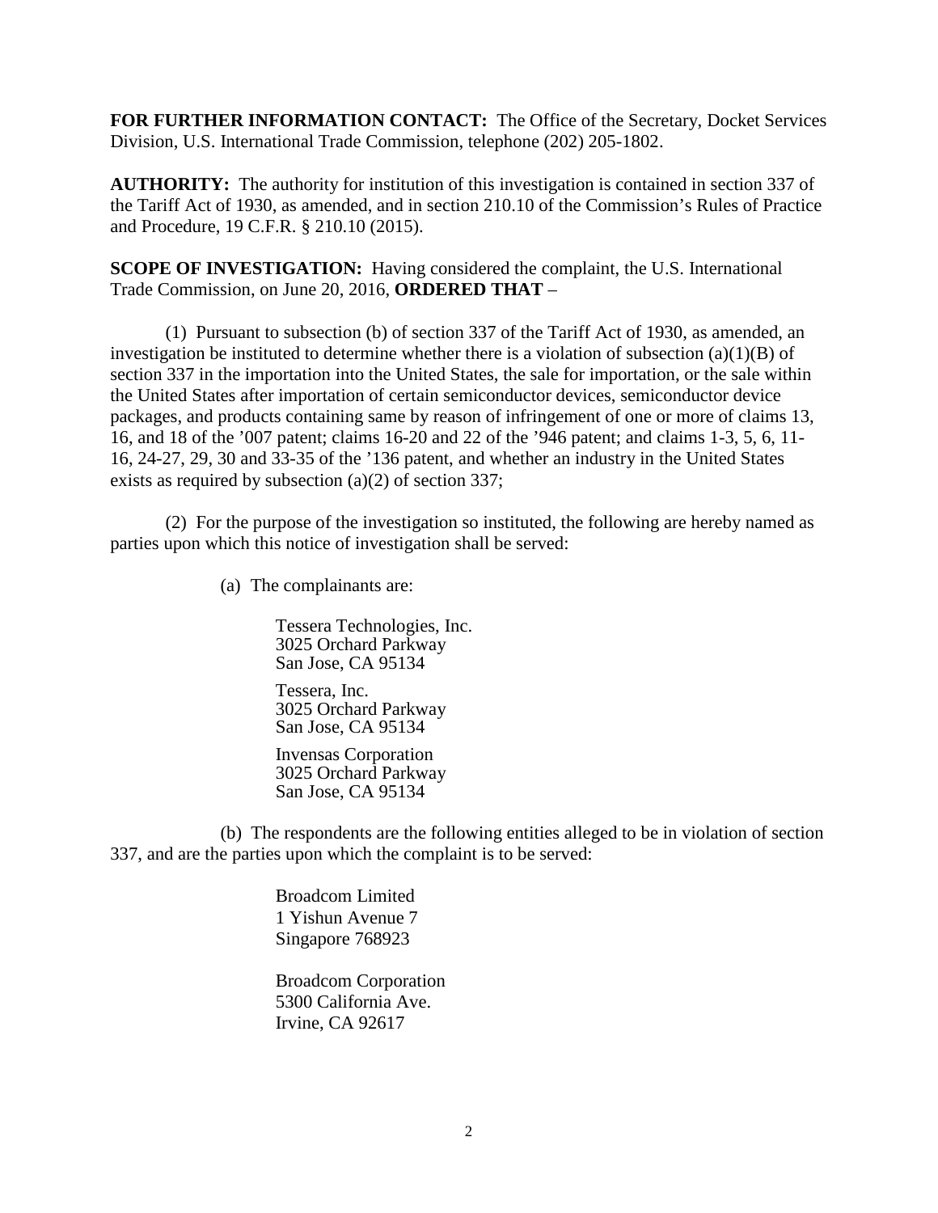**FOR FURTHER INFORMATION CONTACT:** The Office of the Secretary, Docket Services Division, U.S. International Trade Commission, telephone (202) 205-1802.

**AUTHORITY:** The authority for institution of this investigation is contained in section 337 of the Tariff Act of 1930, as amended, and in section 210.10 of the Commission's Rules of Practice and Procedure, 19 C.F.R. § 210.10 (2015).

**SCOPE OF INVESTIGATION:** Having considered the complaint, the U.S. International Trade Commission, on June 20, 2016, **ORDERED THAT** –

(1) Pursuant to subsection (b) of section 337 of the Tariff Act of 1930, as amended, an investigation be instituted to determine whether there is a violation of subsection (a)(1)(B) of section 337 in the importation into the United States, the sale for importation, or the sale within the United States after importation of certain semiconductor devices, semiconductor device packages, and products containing same by reason of infringement of one or more of claims 13, 16, and 18 of the '007 patent; claims 16-20 and 22 of the '946 patent; and claims 1-3, 5, 6, 11-16, 24-27, 29, 30 and 33-35 of the '136 patent, and whether an industry in the United States exists as required by subsection (a)(2) of section 337;

(2) For the purpose of the investigation so instituted, the following are hereby named as parties upon which this notice of investigation shall be served:

(a) The complainants are:

Tessera Technologies, Inc.
3025 Orchard Parkway
San Jose, CA 95134

Tessera, Inc.
3025 Orchard Parkway
San Jose, CA 95134

Invensas Corporation
3025 Orchard Parkway
San Jose, CA 95134

(b) The respondents are the following entities alleged to be in violation of section 337, and are the parties upon which the complaint is to be served:

Broadcom Limited
1 Yishun Avenue 7
Singapore 768923

Broadcom Corporation
5300 California Ave.
Irvine, CA 92617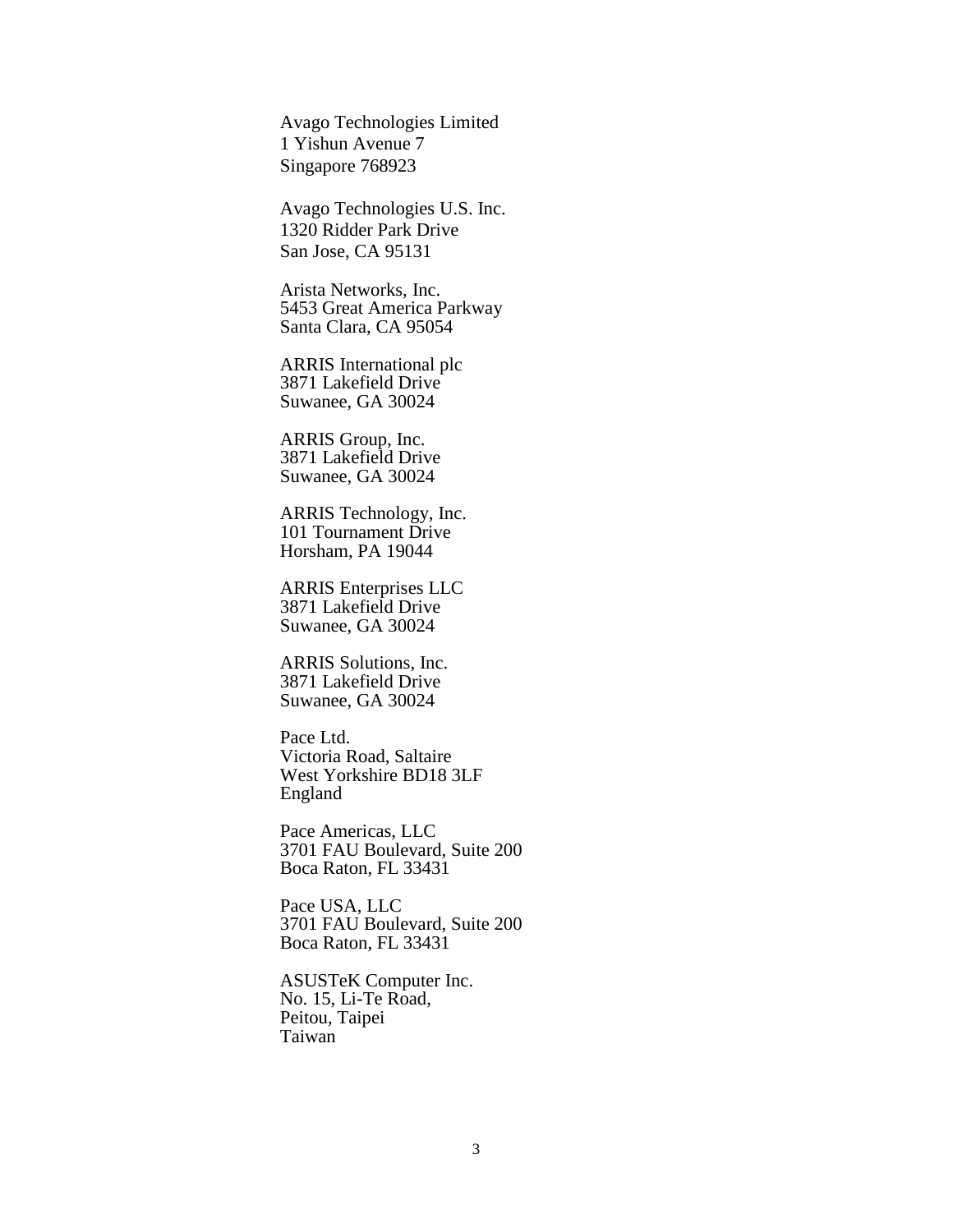Avago Technologies Limited
1 Yishun Avenue 7
Singapore 768923

Avago Technologies U.S. Inc.
1320 Ridder Park Drive
San Jose, CA 95131

Arista Networks, Inc.
5453 Great America Parkway
Santa Clara, CA 95054

ARRIS International plc
3871 Lakefield Drive
Suwanee, GA 30024

ARRIS Group, Inc.
3871 Lakefield Drive
Suwanee, GA 30024

ARRIS Technology, Inc.
101 Tournament Drive
Horsham, PA 19044

ARRIS Enterprises LLC
3871 Lakefield Drive
Suwanee, GA 30024

ARRIS Solutions, Inc.
3871 Lakefield Drive
Suwanee, GA 30024

Pace Ltd.
Victoria Road, Saltaire
West Yorkshire BD18 3LF
England

Pace Americas, LLC
3701 FAU Boulevard, Suite 200
Boca Raton, FL 33431

Pace USA, LLC
3701 FAU Boulevard, Suite 200
Boca Raton, FL 33431

ASUSTeK Computer Inc.
No. 15, Li-Te Road,
Peitou, Taipei
Taiwan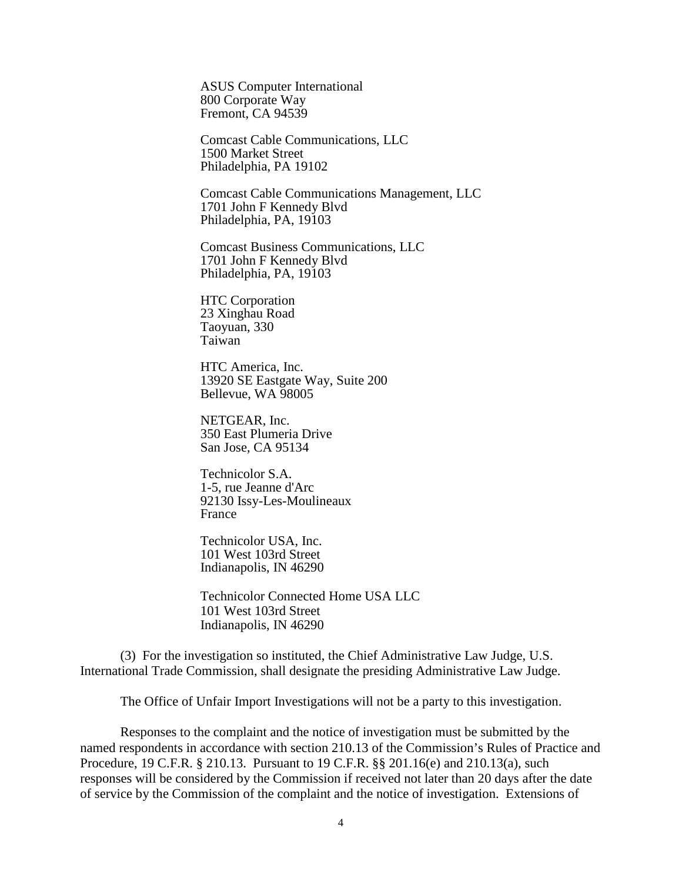ASUS Computer International
800 Corporate Way
Fremont, CA 94539

Comcast Cable Communications, LLC
1500 Market Street
Philadelphia, PA 19102

Comcast Cable Communications Management, LLC
1701 John F Kennedy Blvd
Philadelphia, PA, 19103

Comcast Business Communications, LLC
1701 John F Kennedy Blvd
Philadelphia, PA, 19103

HTC Corporation
23 Xinghau Road
Taoyuan, 330
Taiwan

HTC America, Inc.
13920 SE Eastgate Way, Suite 200
Bellevue, WA 98005

NETGEAR, Inc.
350 East Plumeria Drive
San Jose, CA 95134

Technicolor S.A.
1-5, rue Jeanne d'Arc
92130 Issy-Les-Moulineaux
France

Technicolor USA, Inc.
101 West 103rd Street
Indianapolis, IN 46290

Technicolor Connected Home USA LLC
101 West 103rd Street
Indianapolis, IN 46290

(3) For the investigation so instituted, the Chief Administrative Law Judge, U.S. International Trade Commission, shall designate the presiding Administrative Law Judge.

The Office of Unfair Import Investigations will not be a party to this investigation.

Responses to the complaint and the notice of investigation must be submitted by the named respondents in accordance with section 210.13 of the Commission's Rules of Practice and Procedure, 19 C.F.R. § 210.13. Pursuant to 19 C.F.R. §§ 201.16(e) and 210.13(a), such responses will be considered by the Commission if received not later than 20 days after the date of service by the Commission of the complaint and the notice of investigation. Extensions of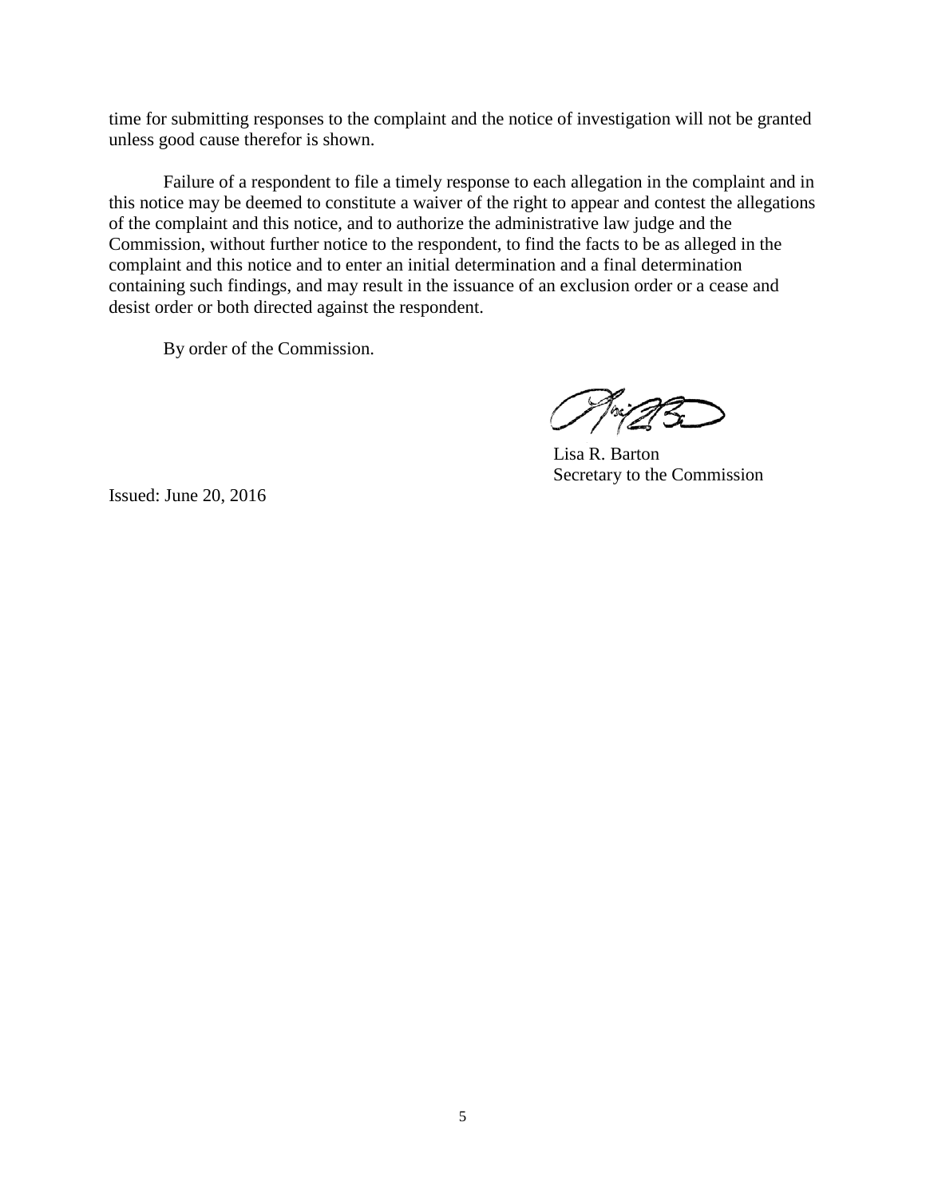time for submitting responses to the complaint and the notice of investigation will not be granted unless good cause therefor is shown.

Failure of a respondent to file a timely response to each allegation in the complaint and in this notice may be deemed to constitute a waiver of the right to appear and contest the allegations of the complaint and this notice, and to authorize the administrative law judge and the Commission, without further notice to the respondent, to find the facts to be as alleged in the complaint and this notice and to enter an initial determination and a final determination containing such findings, and may result in the issuance of an exclusion order or a cease and desist order or both directed against the respondent.

By order of the Commission.

Lisa R. Barton
Secretary to the Commission

Issued: June 20, 2016